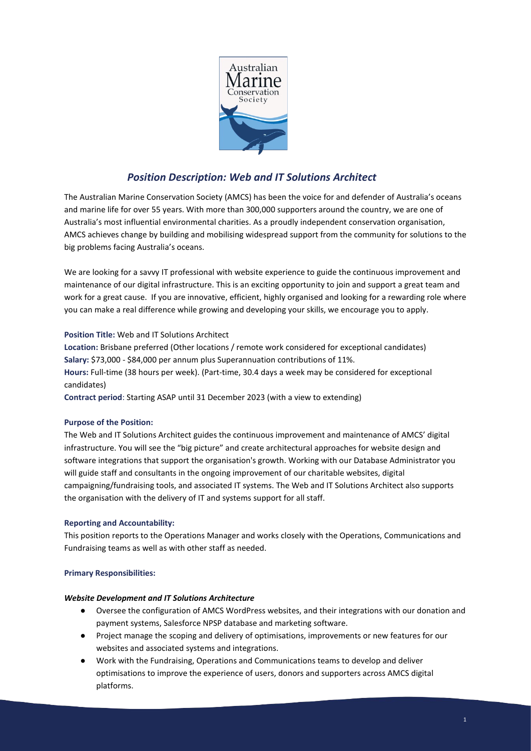# *Position Description: Web and IT Solutions Architect*

The Australian Marine Conservation Society (AMCS) has been the voice for and defender of Australia's oceans and marine life for over 55 years. With more than 300,000 supporters around the country, we are one of Australia's most influential environmental charities. As a proudly independent conservation organisation, AMCS achieves change by building and mobilising widespread support from the community for solutions to the big problems facing Australia's oceans.

We are looking for a savvy IT professional with website experience to guide the continuous improvement and maintenance of our digital infrastructure. This is an exciting opportunity to join and support a great team and work for a great cause. If you are innovative, efficient, highly organised and looking for a rewarding role where you can make a real difference while growing and developing your skills, we encourage you to apply.

**Position Title:** Web and IT Solutions Architect
**Location:** Brisbane preferred (Other locations / remote work considered for exceptional candidates)
**Salary:** $73,000 - $84,000 per annum plus Superannuation contributions of 11%.
**Hours:** Full-time (38 hours per week). (Part-time, 30.4 days a week may be considered for exceptional candidates)
**Contract period**: Starting ASAP until 31 December 2023 (with a view to extending)

**Purpose of the Position:**

The Web and IT Solutions Architect guides the continuous improvement and maintenance of AMCS' digital infrastructure. You will see the "big picture" and create architectural approaches for website design and software integrations that support the organisation's growth. Working with our Database Administrator you will guide staff and consultants in the ongoing improvement of our charitable websites, digital campaigning/fundraising tools, and associated IT systems. The Web and IT Solutions Architect also supports the organisation with the delivery of IT and systems support for all staff.

**Reporting and Accountability:**

This position reports to the Operations Manager and works closely with the Operations, Communications and Fundraising teams as well as with other staff as needed.

**Primary Responsibilities:**

***Website Development and IT Solutions Architecture***

- Oversee the configuration of AMCS WordPress websites, and their integrations with our donation and payment systems, Salesforce NPSP database and marketing software.
- Project manage the scoping and delivery of optimisations, improvements or new features for our websites and associated systems and integrations.
- Work with the Fundraising, Operations and Communications teams to develop and deliver optimisations to improve the experience of users, donors and supporters across AMCS digital platforms.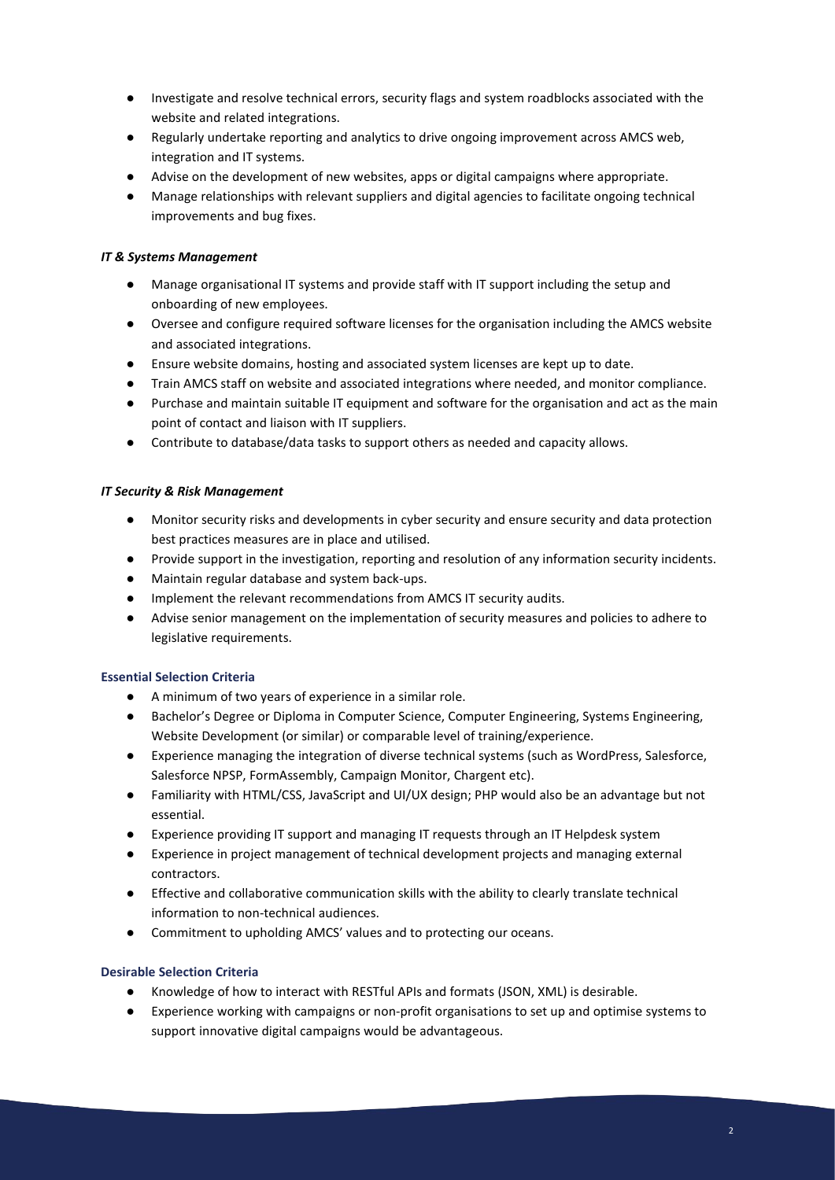- Investigate and resolve technical errors, security flags and system roadblocks associated with the website and related integrations.
- Regularly undertake reporting and analytics to drive ongoing improvement across AMCS web, integration and IT systems.
- Advise on the development of new websites, apps or digital campaigns where appropriate.
- Manage relationships with relevant suppliers and digital agencies to facilitate ongoing technical improvements and bug fixes.

***IT & Systems Management***

- Manage organisational IT systems and provide staff with IT support including the setup and onboarding of new employees.
- Oversee and configure required software licenses for the organisation including the AMCS website and associated integrations.
- Ensure website domains, hosting and associated system licenses are kept up to date.
- Train AMCS staff on website and associated integrations where needed, and monitor compliance.
- Purchase and maintain suitable IT equipment and software for the organisation and act as the main point of contact and liaison with IT suppliers.
- Contribute to database/data tasks to support others as needed and capacity allows.

***IT Security & Risk Management***

- Monitor security risks and developments in cyber security and ensure security and data protection best practices measures are in place and utilised.
- Provide support in the investigation, reporting and resolution of any information security incidents.
- Maintain regular database and system back-ups.
- Implement the relevant recommendations from AMCS IT security audits.
- Advise senior management on the implementation of security measures and policies to adhere to legislative requirements.

**Essential Selection Criteria**

- A minimum of two years of experience in a similar role.
- Bachelor's Degree or Diploma in Computer Science, Computer Engineering, Systems Engineering, Website Development (or similar) or comparable level of training/experience.
- Experience managing the integration of diverse technical systems (such as WordPress, Salesforce, Salesforce NPSP, FormAssembly, Campaign Monitor, Chargent etc).
- Familiarity with HTML/CSS, JavaScript and UI/UX design; PHP would also be an advantage but not essential.
- Experience providing IT support and managing IT requests through an IT Helpdesk system
- Experience in project management of technical development projects and managing external contractors.
- Effective and collaborative communication skills with the ability to clearly translate technical information to non-technical audiences.
- Commitment to upholding AMCS' values and to protecting our oceans.

**Desirable Selection Criteria**

- Knowledge of how to interact with RESTful APIs and formats (JSON, XML) is desirable.
- Experience working with campaigns or non-profit organisations to set up and optimise systems to support innovative digital campaigns would be advantageous.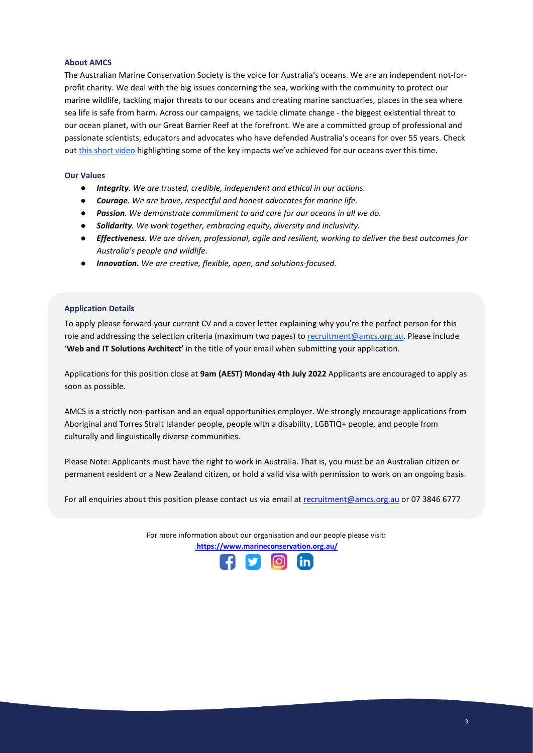### About AMCS

The Australian Marine Conservation Society is the voice for Australia's oceans. We are an independent not-for-profit charity. We deal with the big issues concerning the sea, working with the community to protect our marine wildlife, tackling major threats to our oceans and creating marine sanctuaries, places in the sea where sea life is safe from harm. Across our campaigns, we tackle climate change - the biggest existential threat to our ocean planet, with our Great Barrier Reef at the forefront. We are a committed group of professional and passionate scientists, educators and advocates who have defended Australia's oceans for over 55 years. Check out this short video highlighting some of the key impacts we've achieved for our oceans over this time.

### Our Values

- ***Integrity**. We are trusted, credible, independent and ethical in our actions.*
- ***Courage**. We are brave, respectful and honest advocates for marine life.*
- ***Passion**. We demonstrate commitment to and care for our oceans in all we do.*
- ***Solidarity**. We work together, embracing equity, diversity and inclusivity.*
- ***Effectiveness**. We are driven, professional, agile and resilient, working to deliver the best outcomes for Australia's people and wildlife.*
- ***Innovation.** We are creative, flexible, open, and solutions-focused.*

### Application Details

To apply please forward your current CV and a cover letter explaining why you're the perfect person for this role and addressing the selection criteria (maximum two pages) to recruitment@amcs.org.au. Please include '**Web and IT Solutions Architect'** in the title of your email when submitting your application.

Applications for this position close at **9am (AEST) Monday 4th July 2022** Applicants are encouraged to apply as soon as possible.

AMCS is a strictly non-partisan and an equal opportunities employer. We strongly encourage applications from Aboriginal and Torres Strait Islander people, people with a disability, LGBTIQ+ people, and people from culturally and linguistically diverse communities.

Please Note: Applicants must have the right to work in Australia. That is, you must be an Australian citizen or permanent resident or a New Zealand citizen, or hold a valid visa with permission to work on an ongoing basis.

For all enquiries about this position please contact us via email at recruitment@amcs.org.au or 07 3846 6777

For more information about our organisation and our people please visit:
**https://www.marineconservation.org.au/**